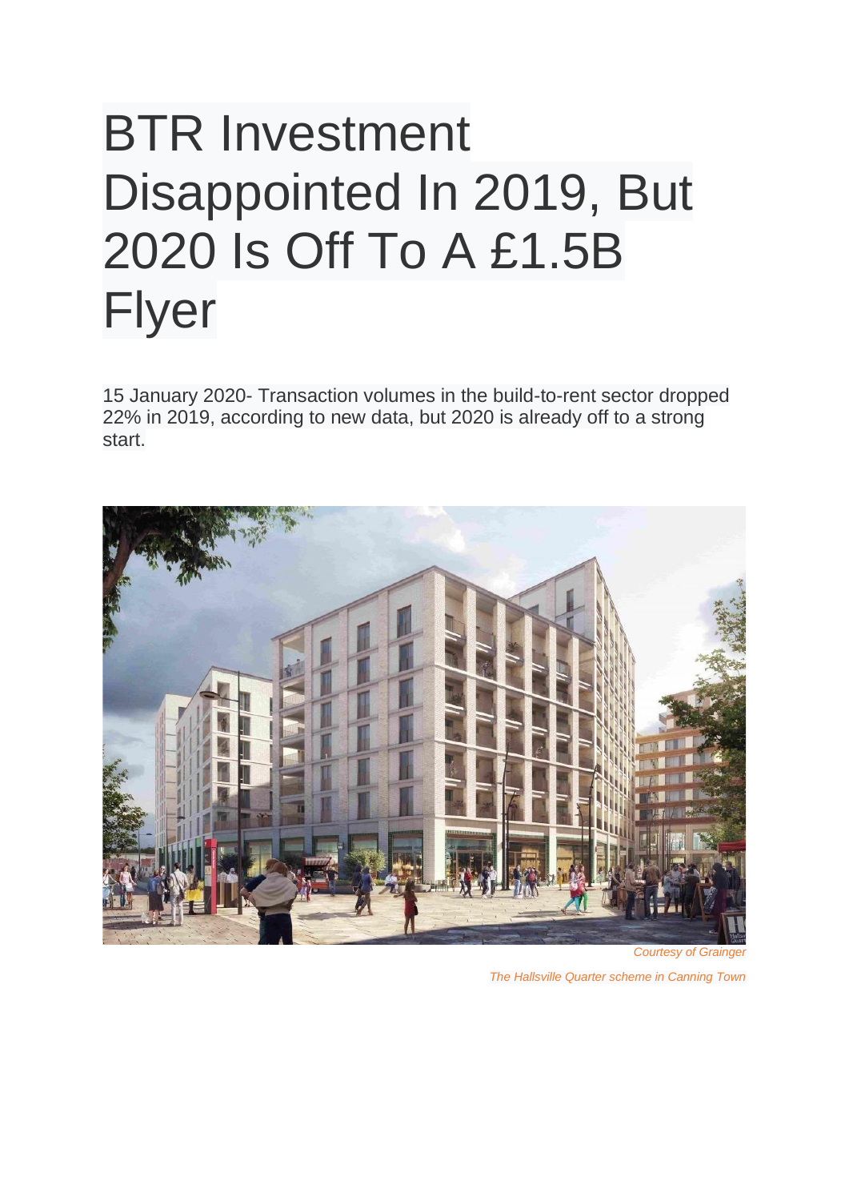# BTR Investment Disappointed In 2019, But 2020 Is Off To A £1.5B Flyer

15 January 2020- Transaction volumes in the build-to-rent sector dropped 22% in 2019, according to new data, but 2020 is already off to a strong start.

*Courtesy of Grainger*

*The Hallsville Quarter scheme in Canning Town*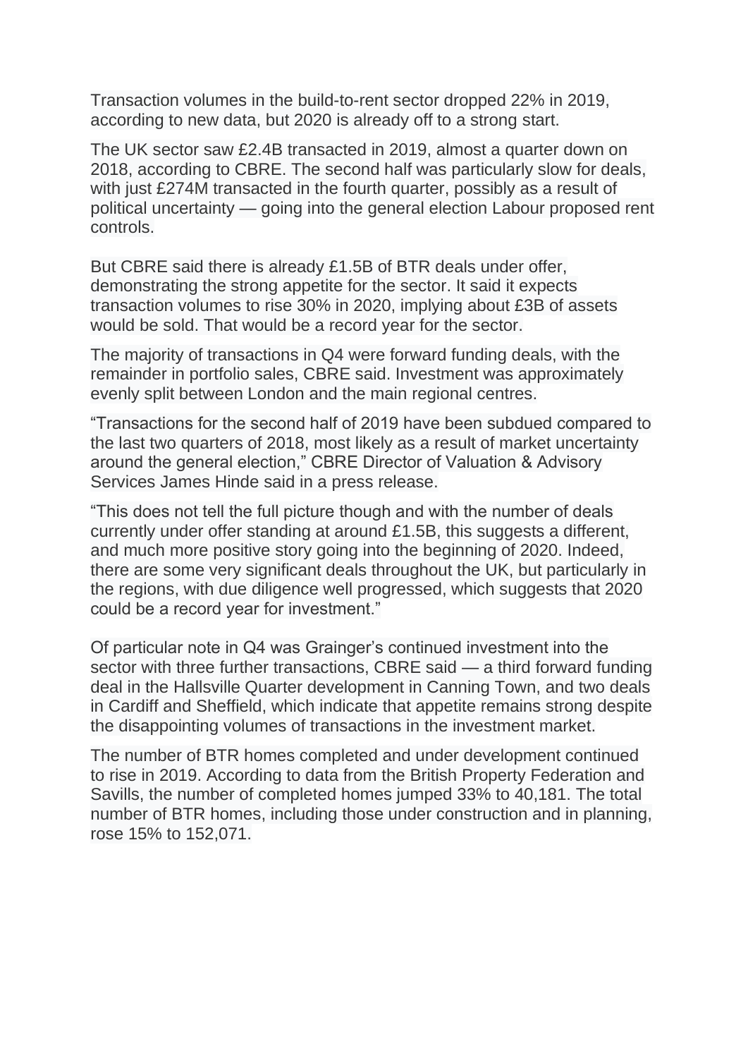Transaction volumes in the build-to-rent sector dropped 22% in 2019, according to new data, but 2020 is already off to a strong start.

The UK sector saw £2.4B transacted in 2019, almost a quarter down on 2018, according to CBRE. The second half was particularly slow for deals, with just £274M transacted in the fourth quarter, possibly as a result of political uncertainty — going into the general election Labour proposed rent controls.

But CBRE said there is already £1.5B of BTR deals under offer, demonstrating the strong appetite for the sector. It said it expects transaction volumes to rise 30% in 2020, implying about £3B of assets would be sold. That would be a record year for the sector.

The majority of transactions in Q4 were forward funding deals, with the remainder in portfolio sales, CBRE said. Investment was approximately evenly split between London and the main regional centres.

"Transactions for the second half of 2019 have been subdued compared to the last two quarters of 2018, most likely as a result of market uncertainty around the general election," CBRE Director of Valuation & Advisory Services James Hinde said in a press release.

"This does not tell the full picture though and with the number of deals currently under offer standing at around £1.5B, this suggests a different, and much more positive story going into the beginning of 2020. Indeed, there are some very significant deals throughout the UK, but particularly in the regions, with due diligence well progressed, which suggests that 2020 could be a record year for investment."

Of particular note in Q4 was Grainger's continued investment into the sector with three further transactions, CBRE said — a third forward funding deal in the Hallsville Quarter development in Canning Town, and two deals in Cardiff and Sheffield, which indicate that appetite remains strong despite the disappointing volumes of transactions in the investment market.

The number of BTR homes completed and under development continued to rise in 2019. According to data from the British Property Federation and Savills, the number of completed homes jumped 33% to 40,181. The total number of BTR homes, including those under construction and in planning, rose 15% to 152,071.